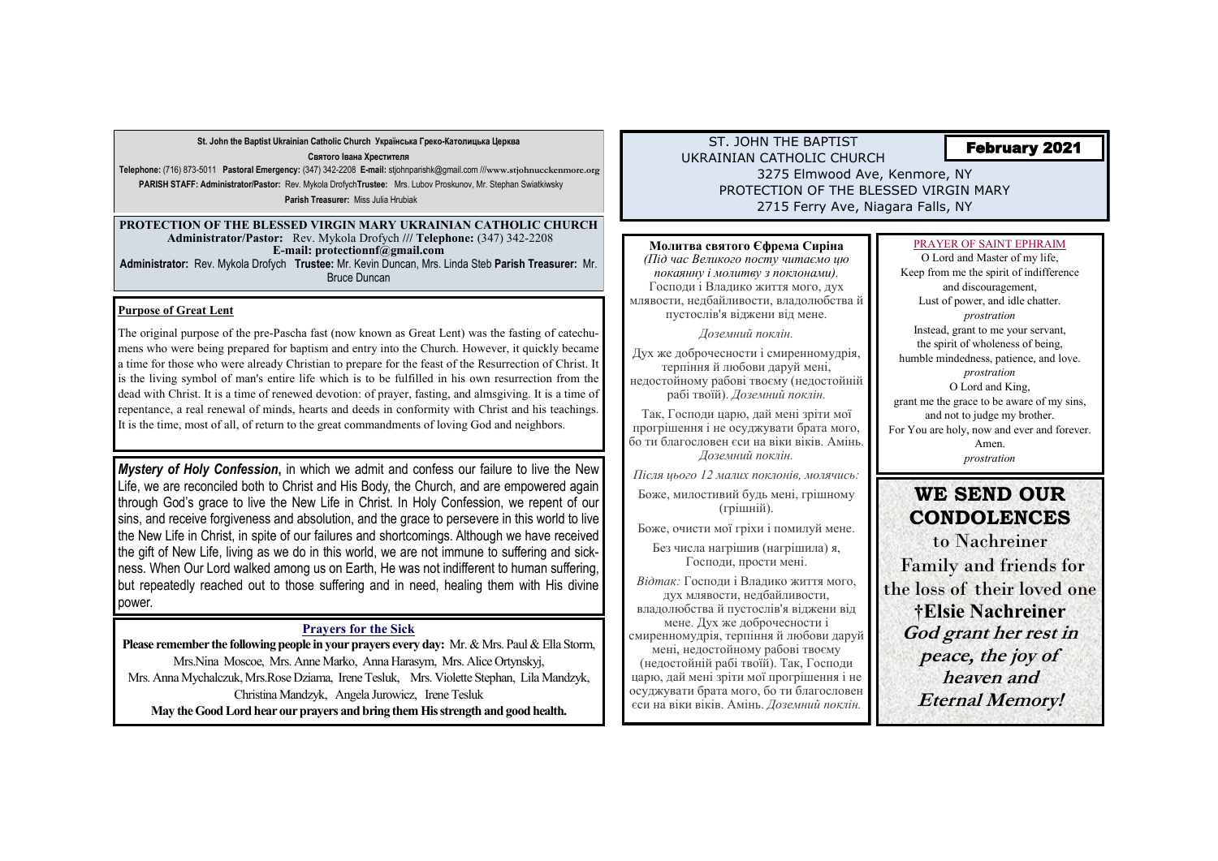**St. John the Baptist Ukrainian Catholic Church Українська Греко-Католицька Церква**

**Святого Івана Хрестителя**

**Telephone:** (716) 873-5011 **Pastoral Emergency:** (347) 342-2208 **E-mail:** stjohnparishk@gmail.com ///**www.stjohnucckenmore.org**

**PARISH STAFF: Administrator/Pastor:** Rev. Mykola Drofych**Trustee:** Mrs. Lubov Proskunov, Mr. Stephan Swiatkiwsky

**Parish Treasurer:** Miss Julia Hrubiak

**PROTECTION OF THE BLESSED VIRGIN MARY UKRAINIAN CATHOLIC CHURCH**
**Administrator/Pastor:** Rev. Mykola Drofych /// **Telephone:** (347) 342-2208
**E-mail: protectionnf@gmail.com**
**Administrator:** Rev. Mykola Drofych **Trustee:** Mr. Kevin Duncan, Mrs. Linda Steb **Parish Treasurer:** Mr. Bruce Duncan

## Purpose of Great Lent

The original purpose of the pre-Pascha fast (now known as Great Lent) was the fasting of catechumens who were being prepared for baptism and entry into the Church. However, it quickly became a time for those who were already Christian to prepare for the feast of the Resurrection of Christ. It is the living symbol of man's entire life which is to be fulfilled in his own resurrection from the dead with Christ. It is a time of renewed devotion: of prayer, fasting, and almsgiving. It is a time of repentance, a real renewal of minds, hearts and deeds in conformity with Christ and his teachings. It is the time, most of all, of return to the great commandments of loving God and neighbors.

***Mystery of Holy Confession***, in which we admit and confess our failure to live the New Life, we are reconciled both to Christ and His Body, the Church, and are empowered again through God's grace to live the New Life in Christ. In Holy Confession, we repent of our sins, and receive forgiveness and absolution, and the grace to persevere in this world to live the New Life in Christ, in spite of our failures and shortcomings. Although we have received the gift of New Life, living as we do in this world, we are not immune to suffering and sickness. When Our Lord walked among us on Earth, He was not indifferent to human suffering, but repeatedly reached out to those suffering and in need, healing them with His divine power.

## Prayers for the Sick

**Please remember the following people in your prayers every day:** Mr. & Mrs. Paul & Ella Storm, Mrs.Nina Moscoe, Mrs. Anne Marko, Anna Harasym, Mrs. Alice Ortynskyj, Mrs. Anna Mychalczuk, Mrs.Rose Dziama, Irene Tesluk, Mrs. Violette Stephan, Lila Mandzyk, Christina Mandzyk, Angela Jurowicz, Irene Tesluk

**May the Good Lord hear our prayers and bring them His strength and good health.**

# ST. JOHN THE BAPTIST UKRAINIAN CATHOLIC CHURCH

**February 2021**

3275 Elmwood Ave, Kenmore, NY

PROTECTION OF THE BLESSED VIRGIN MARY

2715 Ferry Ave, Niagara Falls, NY

### Молитва святого Єфрема Сиріна

*(Під час Великого посту читаємо цю покаянну і молитву з поклонами).*

Господи і Владико життя мого, дух млявости, недбайливости, владолюбства й пустослів'я віджени від мене.

*Доземний поклін.*

Дух же доброчесности і смиренномудрія, терпіння й любови даруй мені, недостойному рабові твоєму (недостойній рабі твоїй). *Доземний поклін.*

Так, Господи царю, дай мені зріти мої прогрішення і не осуджувати брата мого, бо ти благословен єси на віки віків. Амінь. *Доземний поклін.*

*Після цього 12 малих поклонів, молячись:*

Боже, милостивий будь мені, грішному (грішній).

Боже, очисти мої гріхи і помилуй мене.

Без числа нагрішив (нагрішила) я, Господи, прости мені.

*Відтак:* Господи і Владико життя мого, дух млявости, недбайливости, владолюбства й пустослів'я віджени від мене. Дух же доброчесности і смиренномудрія, терпіння й любови даруй мені, недостойному рабові твоєму (недостойній рабі твоїй). Так, Господи царю, дай мені зріти мої прогрішення і не осуджувати брата мого, бо ти благословен єси на віки віків. Амінь. *Доземний поклін.*

### PRAYER OF SAINT EPHRAIM

O Lord and Master of my life,
Keep from me the spirit of indifference and discouragement,
Lust of power, and idle chatter.
*prostration*
Instead, grant to me your servant,
the spirit of wholeness of being,
humble mindedness, patience, and love.
*prostration*
O Lord and King,
grant me the grace to be aware of my sins,
and not to judge my brother.
For You are holy, now and ever and forever.
Amen.
*prostration*

## WE SEND OUR CONDOLENCES

to Nachreiner Family and friends for the loss of their loved one

**†Elsie Nachreiner**

***God grant her rest in peace, the joy of heaven and Eternal Memory!***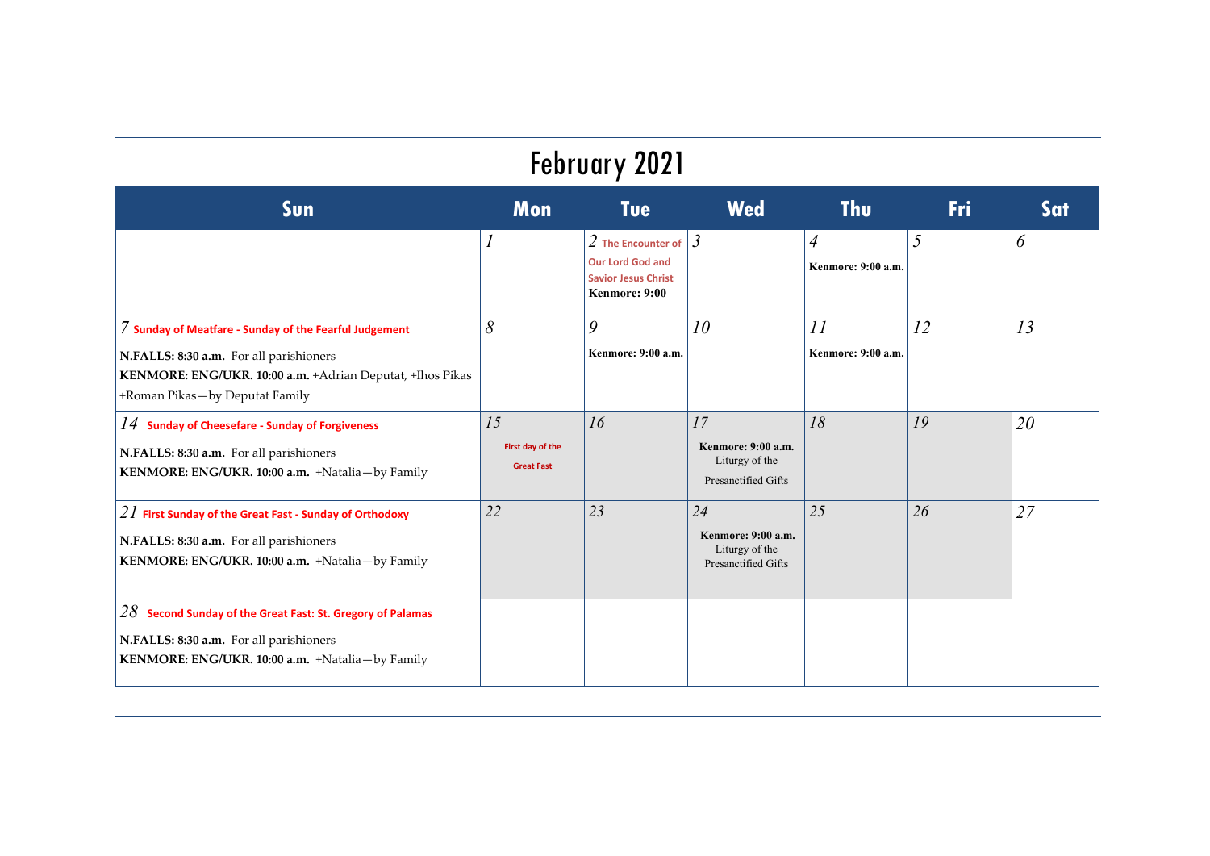# February 2021

| Sun | Mon | Tue | Wed | Thu | Fri | Sat |
|---|---|---|---|---|---|---|
| | 1 | 2 **The Encounter of Our Lord God and Savior Jesus Christ** **Kenmore: 9:00** | 3 | 4 **Kenmore: 9:00 a.m.** | 5 | 6 |
| 7 **Sunday of Meatfare - Sunday of the Fearful Judgement** **N.FALLS: 8:30 a.m.** For all parishioners **KENMORE: ENG/UKR. 10:00 a.m.** +Adrian Deputat, +Ihos Pikas +Roman Pikas—by Deputat Family | 8 | 9 **Kenmore: 9:00 a.m.** | 10 | 11 **Kenmore: 9:00 a.m.** | 12 | 13 |
| 14 **Sunday of Cheesefare - Sunday of Forgiveness** **N.FALLS: 8:30 a.m.** For all parishioners **KENMORE: ENG/UKR. 10:00 a.m.** +Natalia—by Family | 15 **First day of the Great Fast** | 16 | 17 **Kenmore: 9:00 a.m.** Liturgy of the Presanctified Gifts | 18 | 19 | 20 |
| 21 **First Sunday of the Great Fast - Sunday of Orthodoxy** **N.FALLS: 8:30 a.m.** For all parishioners **KENMORE: ENG/UKR. 10:00 a.m.** +Natalia—by Family | 22 | 23 | 24 **Kenmore: 9:00 a.m.** Liturgy of the Presanctified Gifts | 25 | 26 | 27 |
| 28 **Second Sunday of the Great Fast: St. Gregory of Palamas** **N.FALLS: 8:30 a.m.** For all parishioners **KENMORE: ENG/UKR. 10:00 a.m.** +Natalia—by Family | | | | | | |